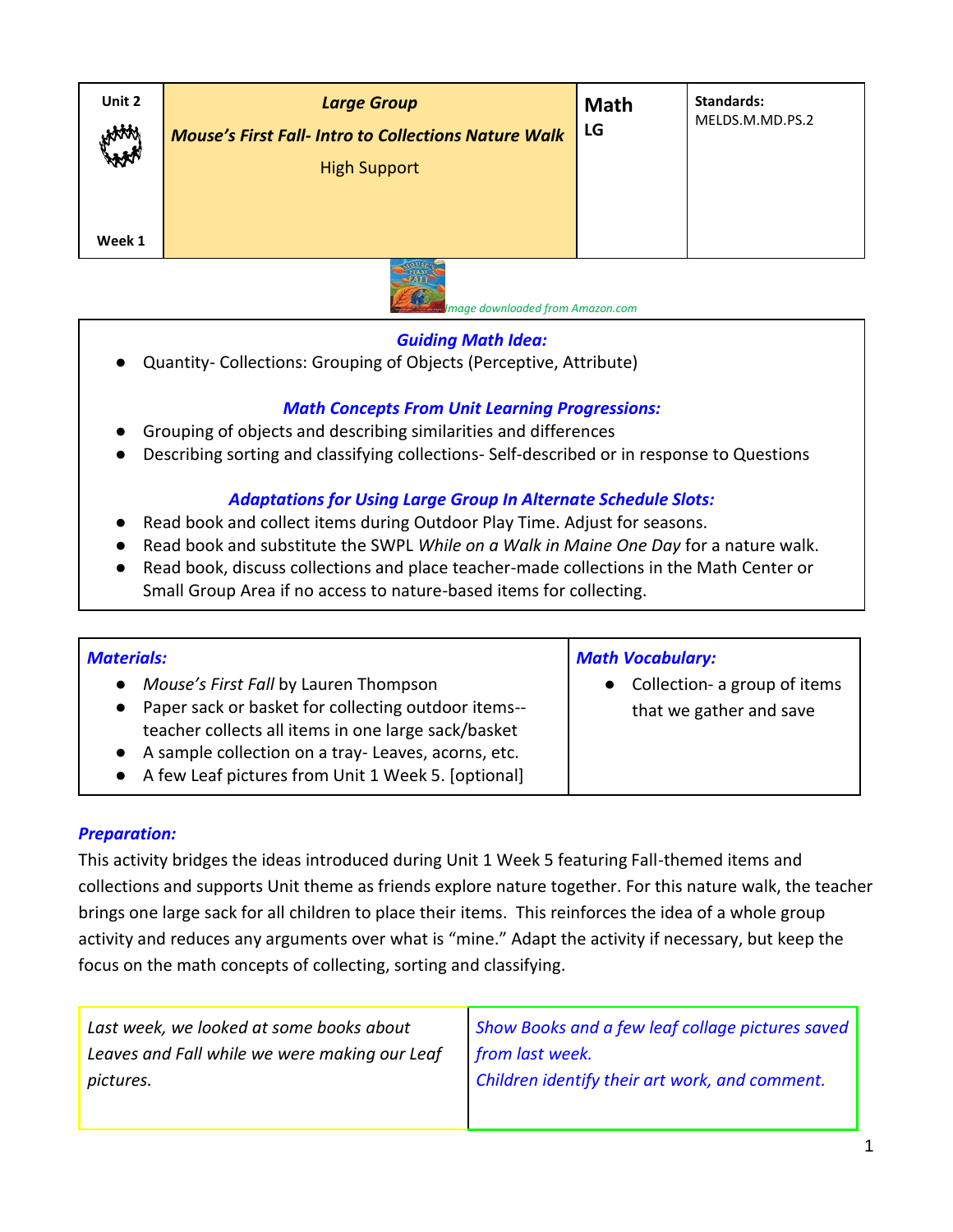| Unit 2<br><br>Week 1 | ***Large Group***<br>***Mouse's First Fall- Intro to Collections Nature Walk***<br>High Support | **Math**<br>**LG** | **Standards:**<br>MELDS.M.MD.PS.2 |
|---|---|---|---|

*Image downloaded from Amazon.com*

### ***Guiding Math Idea:***

- Quantity- Collections: Grouping of Objects (Perceptive, Attribute)

### ***Math Concepts From Unit Learning Progressions:***

- Grouping of objects and describing similarities and differences
- Describing sorting and classifying collections- Self-described or in response to Questions

### ***Adaptations for Using Large Group In Alternate Schedule Slots:***

- Read book and collect items during Outdoor Play Time. Adjust for seasons.
- Read book and substitute the SWPL *While on a Walk in Maine One Day* for a nature walk.
- Read book, discuss collections and place teacher-made collections in the Math Center or Small Group Area if no access to nature-based items for collecting.

| ***Materials:*** | ***Math Vocabulary:*** |
|---|---|
| • *Mouse's First Fall* by Lauren Thompson<br>• Paper sack or basket for collecting outdoor items-- teacher collects all items in one large sack/basket<br>• A sample collection on a tray- Leaves, acorns, etc.<br>• A few Leaf pictures from Unit 1 Week 5. [optional] | • Collection- a group of items that we gather and save |

### ***Preparation:***

This activity bridges the ideas introduced during Unit 1 Week 5 featuring Fall-themed items and collections and supports Unit theme as friends explore nature together. For this nature walk, the teacher brings one large sack for all children to place their items. This reinforces the idea of a whole group activity and reduces any arguments over what is "mine." Adapt the activity if necessary, but keep the focus on the math concepts of collecting, sorting and classifying.

| | |
|---|---|
| *Last week, we looked at some books about Leaves and Fall while we were making our Leaf pictures.* | *Show Books and a few leaf collage pictures saved from last week.*<br>*Children identify their art work, and comment.* |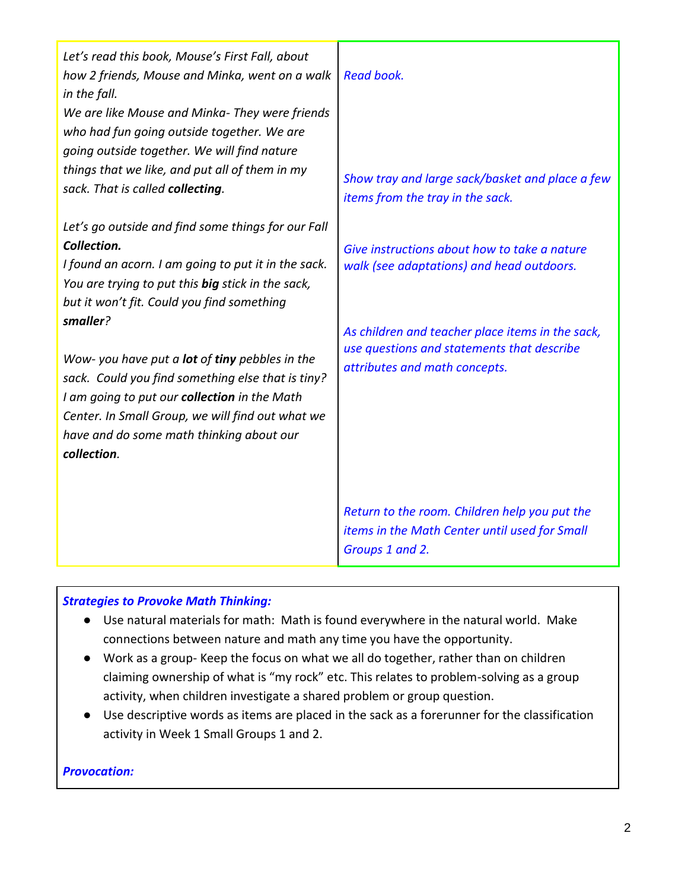| | |
|---|---|
| *Let's read this book, Mouse's First Fall, about how 2 friends, Mouse and Minka, went on a walk in the fall.* | *Read book.* |
| *We are like Mouse and Minka- They were friends who had fun going outside together. We are going outside together. We will find nature things that we like, and put all of them in my sack. That is called **collecting**.* | *Show tray and large sack/basket and place a few items from the tray in the sack.* |
| *Let's go outside and find some things for our Fall **Collection.*** | *Give instructions about how to take a nature walk (see adaptations) and head outdoors.* |
| *I found an acorn. I am going to put it in the sack. You are trying to put this **big** stick in the sack, but it won't fit. Could you find something **smaller**?*<br><br>*Wow- you have put a **lot** of **tiny** pebbles in the sack. Could you find something else that is tiny?* | *As children and teacher place items in the sack, use questions and statements that describe attributes and math concepts.* |
| *I am going to put our **collection** in the Math Center. In Small Group, we will find out what we have and do some math thinking about our **collection**.* | *Return to the room. Children help you put the items in the Math Center until used for Small Groups 1 and 2.* |

***Strategies to Provoke Math Thinking:***

- Use natural materials for math: Math is found everywhere in the natural world. Make connections between nature and math any time you have the opportunity.
- Work as a group- Keep the focus on what we all do together, rather than on children claiming ownership of what is "my rock" etc. This relates to problem-solving as a group activity, when children investigate a shared problem or group question.
- Use descriptive words as items are placed in the sack as a forerunner for the classification activity in Week 1 Small Groups 1 and 2.

***Provocation:***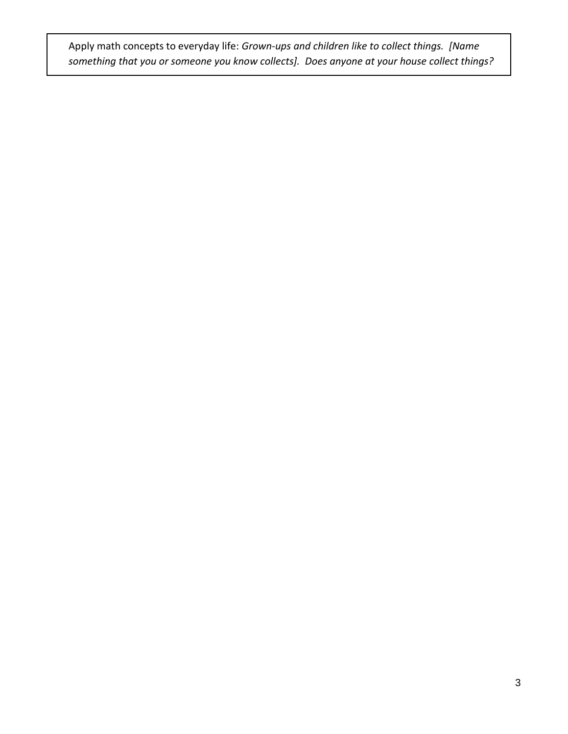Apply math concepts to everyday life: *Grown-ups and children like to collect things. [Name something that you or someone you know collects]. Does anyone at your house collect things?*